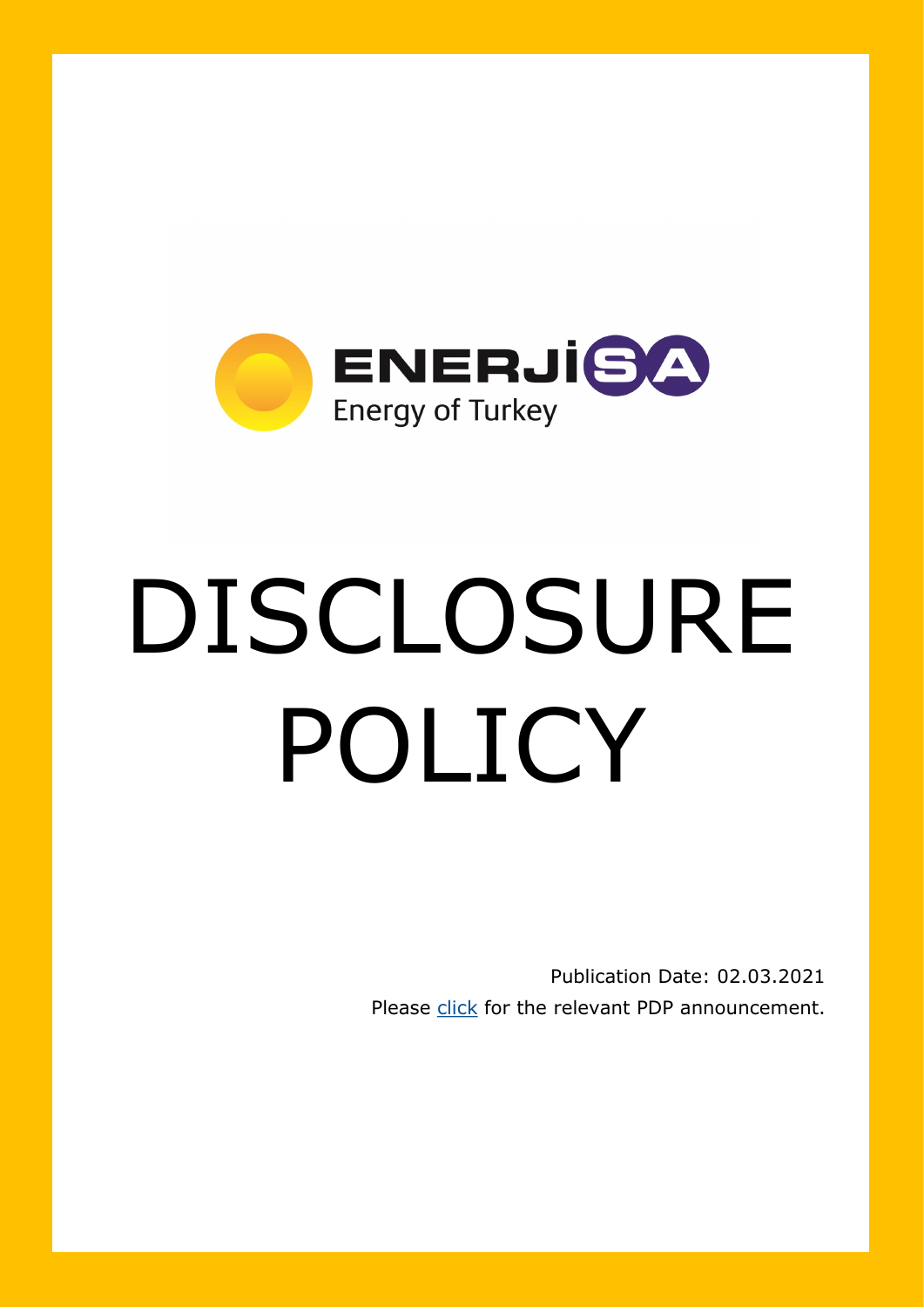ENERJİSA

Energy of Turkey

# DISCLOSURE POLICY

Publication Date: 02.03.2021

Please click for the relevant PDP announcement.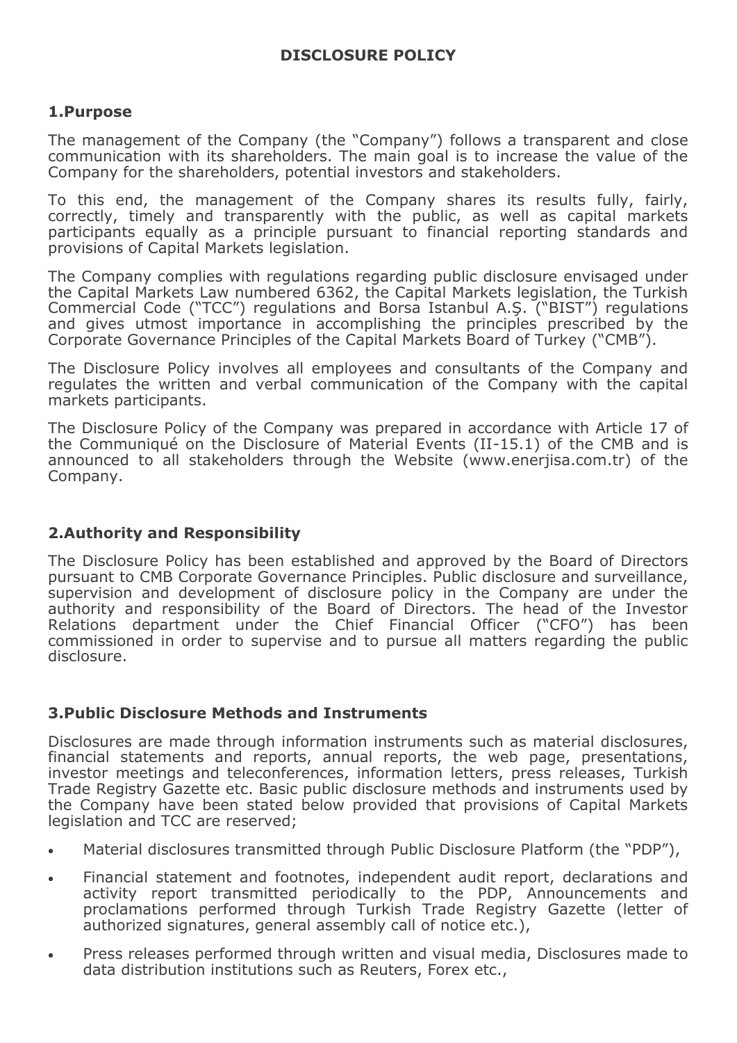# DISCLOSURE POLICY

## 1.Purpose

The management of the Company (the "Company") follows a transparent and close communication with its shareholders. The main goal is to increase the value of the Company for the shareholders, potential investors and stakeholders.

To this end, the management of the Company shares its results fully, fairly, correctly, timely and transparently with the public, as well as capital markets participants equally as a principle pursuant to financial reporting standards and provisions of Capital Markets legislation.

The Company complies with regulations regarding public disclosure envisaged under the Capital Markets Law numbered 6362, the Capital Markets legislation, the Turkish Commercial Code ("TCC") regulations and Borsa Istanbul A.Ş. ("BIST") regulations and gives utmost importance in accomplishing the principles prescribed by the Corporate Governance Principles of the Capital Markets Board of Turkey ("CMB").

The Disclosure Policy involves all employees and consultants of the Company and regulates the written and verbal communication of the Company with the capital markets participants.

The Disclosure Policy of the Company was prepared in accordance with Article 17 of the Communiqué on the Disclosure of Material Events (II-15.1) of the CMB and is announced to all stakeholders through the Website (www.enerjisa.com.tr) of the Company.

## 2.Authority and Responsibility

The Disclosure Policy has been established and approved by the Board of Directors pursuant to CMB Corporate Governance Principles. Public disclosure and surveillance, supervision and development of disclosure policy in the Company are under the authority and responsibility of the Board of Directors. The head of the Investor Relations department under the Chief Financial Officer ("CFO") has been commissioned in order to supervise and to pursue all matters regarding the public disclosure.

## 3.Public Disclosure Methods and Instruments

Disclosures are made through information instruments such as material disclosures, financial statements and reports, annual reports, the web page, presentations, investor meetings and teleconferences, information letters, press releases, Turkish Trade Registry Gazette etc. Basic public disclosure methods and instruments used by the Company have been stated below provided that provisions of Capital Markets legislation and TCC are reserved;

- Material disclosures transmitted through Public Disclosure Platform (the "PDP"),
- Financial statement and footnotes, independent audit report, declarations and activity report transmitted periodically to the PDP, Announcements and proclamations performed through Turkish Trade Registry Gazette (letter of authorized signatures, general assembly call of notice etc.),
- Press releases performed through written and visual media, Disclosures made to data distribution institutions such as Reuters, Forex etc.,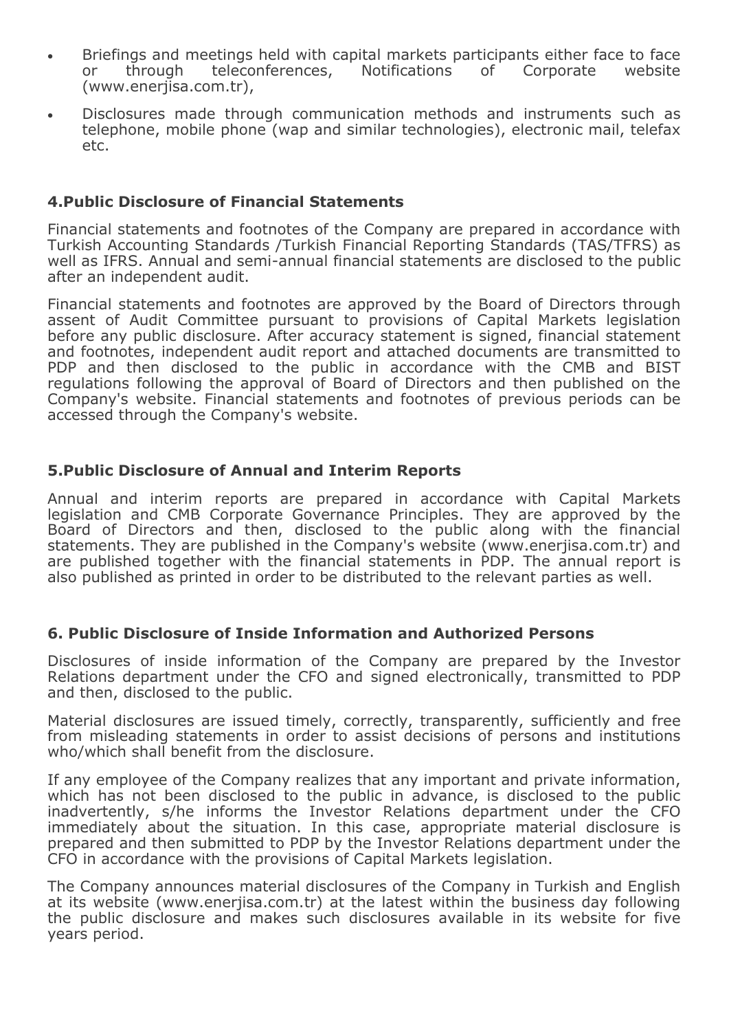- Briefings and meetings held with capital markets participants either face to face or through teleconferences, Notifications of Corporate website (www.enerjisa.com.tr),
- Disclosures made through communication methods and instruments such as telephone, mobile phone (wap and similar technologies), electronic mail, telefax etc.

## 4.Public Disclosure of Financial Statements

Financial statements and footnotes of the Company are prepared in accordance with Turkish Accounting Standards /Turkish Financial Reporting Standards (TAS/TFRS) as well as IFRS. Annual and semi-annual financial statements are disclosed to the public after an independent audit.

Financial statements and footnotes are approved by the Board of Directors through assent of Audit Committee pursuant to provisions of Capital Markets legislation before any public disclosure. After accuracy statement is signed, financial statement and footnotes, independent audit report and attached documents are transmitted to PDP and then disclosed to the public in accordance with the CMB and BIST regulations following the approval of Board of Directors and then published on the Company's website. Financial statements and footnotes of previous periods can be accessed through the Company's website.

## 5.Public Disclosure of Annual and Interim Reports

Annual and interim reports are prepared in accordance with Capital Markets legislation and CMB Corporate Governance Principles. They are approved by the Board of Directors and then, disclosed to the public along with the financial statements. They are published in the Company's website (www.enerjisa.com.tr) and are published together with the financial statements in PDP. The annual report is also published as printed in order to be distributed to the relevant parties as well.

## 6. Public Disclosure of Inside Information and Authorized Persons

Disclosures of inside information of the Company are prepared by the Investor Relations department under the CFO and signed electronically, transmitted to PDP and then, disclosed to the public.

Material disclosures are issued timely, correctly, transparently, sufficiently and free from misleading statements in order to assist decisions of persons and institutions who/which shall benefit from the disclosure.

If any employee of the Company realizes that any important and private information, which has not been disclosed to the public in advance, is disclosed to the public inadvertently, s/he informs the Investor Relations department under the CFO immediately about the situation. In this case, appropriate material disclosure is prepared and then submitted to PDP by the Investor Relations department under the CFO in accordance with the provisions of Capital Markets legislation.

The Company announces material disclosures of the Company in Turkish and English at its website (www.enerjisa.com.tr) at the latest within the business day following the public disclosure and makes such disclosures available in its website for five years period.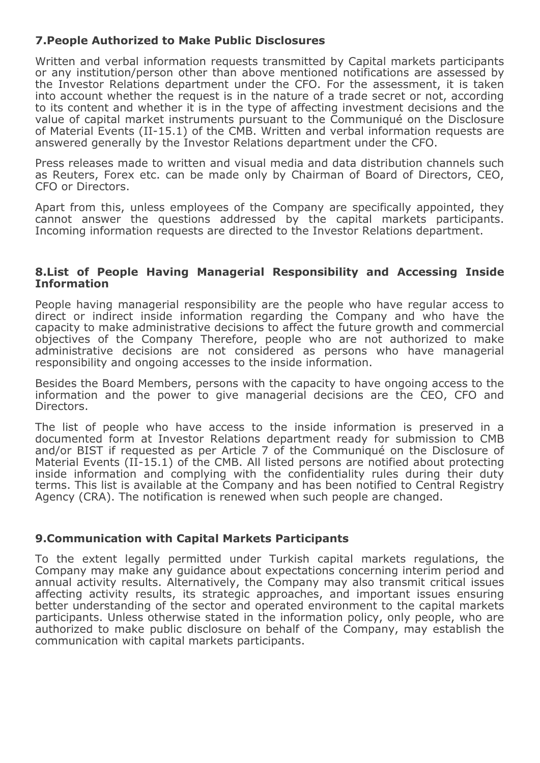## 7.People Authorized to Make Public Disclosures

Written and verbal information requests transmitted by Capital markets participants or any institution/person other than above mentioned notifications are assessed by the Investor Relations department under the CFO. For the assessment, it is taken into account whether the request is in the nature of a trade secret or not, according to its content and whether it is in the type of affecting investment decisions and the value of capital market instruments pursuant to the Communiqué on the Disclosure of Material Events (II-15.1) of the CMB. Written and verbal information requests are answered generally by the Investor Relations department under the CFO.

Press releases made to written and visual media and data distribution channels such as Reuters, Forex etc. can be made only by Chairman of Board of Directors, CEO, CFO or Directors.

Apart from this, unless employees of the Company are specifically appointed, they cannot answer the questions addressed by the capital markets participants. Incoming information requests are directed to the Investor Relations department.

## 8.List of People Having Managerial Responsibility and Accessing Inside Information

People having managerial responsibility are the people who have regular access to direct or indirect inside information regarding the Company and who have the capacity to make administrative decisions to affect the future growth and commercial objectives of the Company Therefore, people who are not authorized to make administrative decisions are not considered as persons who have managerial responsibility and ongoing accesses to the inside information.

Besides the Board Members, persons with the capacity to have ongoing access to the information and the power to give managerial decisions are the CEO, CFO and Directors.

The list of people who have access to the inside information is preserved in a documented form at Investor Relations department ready for submission to CMB and/or BIST if requested as per Article 7 of the Communiqué on the Disclosure of Material Events (II-15.1) of the CMB. All listed persons are notified about protecting inside information and complying with the confidentiality rules during their duty terms. This list is available at the Company and has been notified to Central Registry Agency (CRA). The notification is renewed when such people are changed.

## 9.Communication with Capital Markets Participants

To the extent legally permitted under Turkish capital markets regulations, the Company may make any guidance about expectations concerning interim period and annual activity results. Alternatively, the Company may also transmit critical issues affecting activity results, its strategic approaches, and important issues ensuring better understanding of the sector and operated environment to the capital markets participants. Unless otherwise stated in the information policy, only people, who are authorized to make public disclosure on behalf of the Company, may establish the communication with capital markets participants.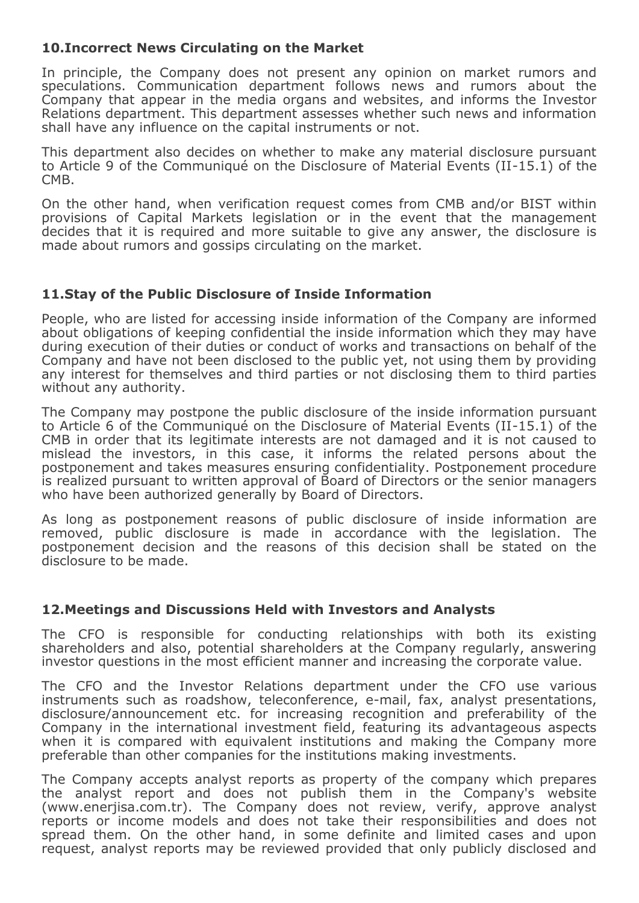## 10.Incorrect News Circulating on the Market

In principle, the Company does not present any opinion on market rumors and speculations. Communication department follows news and rumors about the Company that appear in the media organs and websites, and informs the Investor Relations department. This department assesses whether such news and information shall have any influence on the capital instruments or not.

This department also decides on whether to make any material disclosure pursuant to Article 9 of the Communiqué on the Disclosure of Material Events (II-15.1) of the CMB.

On the other hand, when verification request comes from CMB and/or BIST within provisions of Capital Markets legislation or in the event that the management decides that it is required and more suitable to give any answer, the disclosure is made about rumors and gossips circulating on the market.

## 11.Stay of the Public Disclosure of Inside Information

People, who are listed for accessing inside information of the Company are informed about obligations of keeping confidential the inside information which they may have during execution of their duties or conduct of works and transactions on behalf of the Company and have not been disclosed to the public yet, not using them by providing any interest for themselves and third parties or not disclosing them to third parties without any authority.

The Company may postpone the public disclosure of the inside information pursuant to Article 6 of the Communiqué on the Disclosure of Material Events (II-15.1) of the CMB in order that its legitimate interests are not damaged and it is not caused to mislead the investors, in this case, it informs the related persons about the postponement and takes measures ensuring confidentiality. Postponement procedure is realized pursuant to written approval of Board of Directors or the senior managers who have been authorized generally by Board of Directors.

As long as postponement reasons of public disclosure of inside information are removed, public disclosure is made in accordance with the legislation. The postponement decision and the reasons of this decision shall be stated on the disclosure to be made.

## 12.Meetings and Discussions Held with Investors and Analysts

The CFO is responsible for conducting relationships with both its existing shareholders and also, potential shareholders at the Company regularly, answering investor questions in the most efficient manner and increasing the corporate value.

The CFO and the Investor Relations department under the CFO use various instruments such as roadshow, teleconference, e-mail, fax, analyst presentations, disclosure/announcement etc. for increasing recognition and preferability of the Company in the international investment field, featuring its advantageous aspects when it is compared with equivalent institutions and making the Company more preferable than other companies for the institutions making investments.

The Company accepts analyst reports as property of the company which prepares the analyst report and does not publish them in the Company's website (www.enerjisa.com.tr). The Company does not review, verify, approve analyst reports or income models and does not take their responsibilities and does not spread them. On the other hand, in some definite and limited cases and upon request, analyst reports may be reviewed provided that only publicly disclosed and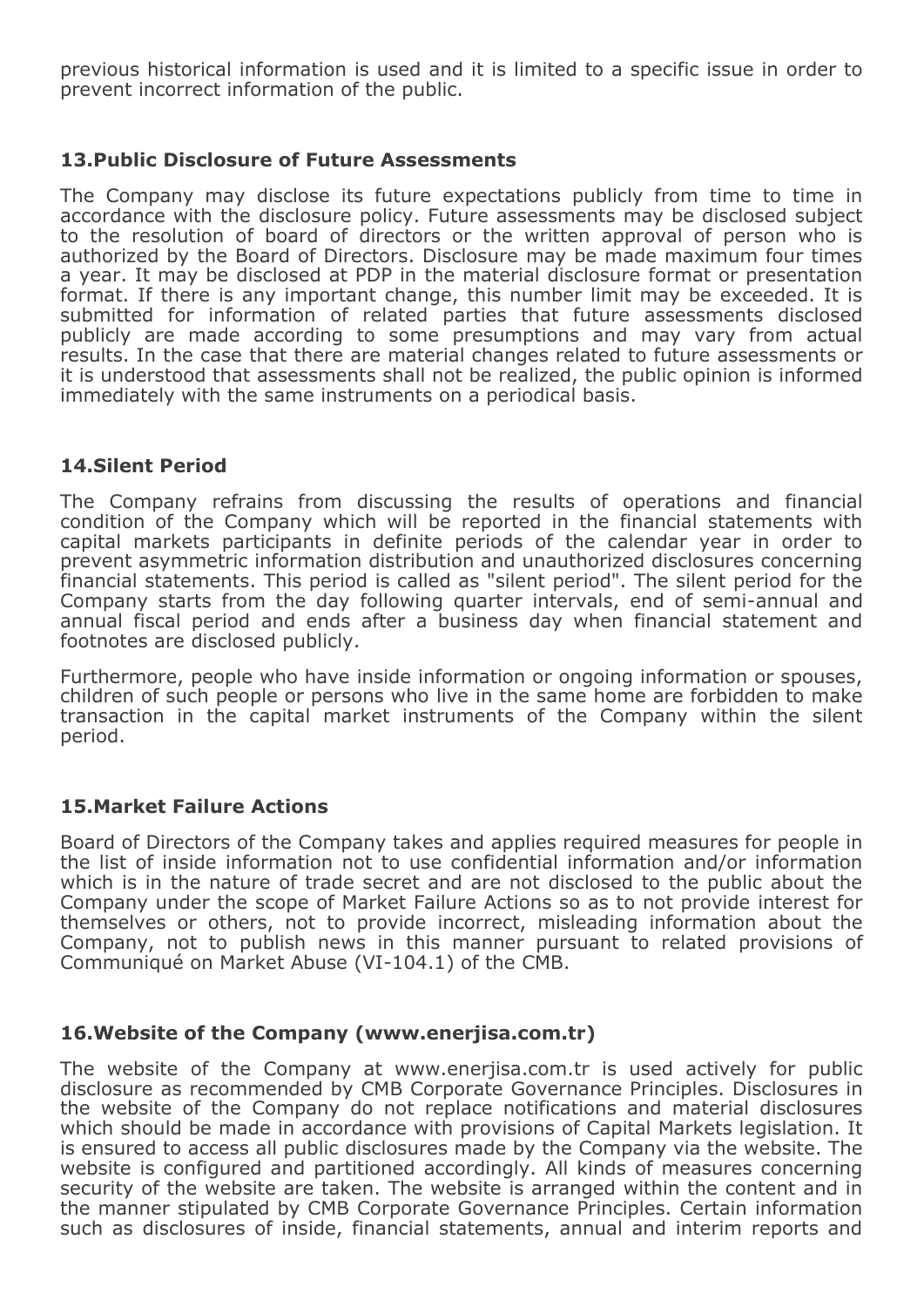previous historical information is used and it is limited to a specific issue in order to prevent incorrect information of the public.

## 13.Public Disclosure of Future Assessments

The Company may disclose its future expectations publicly from time to time in accordance with the disclosure policy. Future assessments may be disclosed subject to the resolution of board of directors or the written approval of person who is authorized by the Board of Directors. Disclosure may be made maximum four times a year. It may be disclosed at PDP in the material disclosure format or presentation format. If there is any important change, this number limit may be exceeded. It is submitted for information of related parties that future assessments disclosed publicly are made according to some presumptions and may vary from actual results. In the case that there are material changes related to future assessments or it is understood that assessments shall not be realized, the public opinion is informed immediately with the same instruments on a periodical basis.

## 14.Silent Period

The Company refrains from discussing the results of operations and financial condition of the Company which will be reported in the financial statements with capital markets participants in definite periods of the calendar year in order to prevent asymmetric information distribution and unauthorized disclosures concerning financial statements. This period is called as "silent period". The silent period for the Company starts from the day following quarter intervals, end of semi-annual and annual fiscal period and ends after a business day when financial statement and footnotes are disclosed publicly.

Furthermore, people who have inside information or ongoing information or spouses, children of such people or persons who live in the same home are forbidden to make transaction in the capital market instruments of the Company within the silent period.

## 15.Market Failure Actions

Board of Directors of the Company takes and applies required measures for people in the list of inside information not to use confidential information and/or information which is in the nature of trade secret and are not disclosed to the public about the Company under the scope of Market Failure Actions so as to not provide interest for themselves or others, not to provide incorrect, misleading information about the Company, not to publish news in this manner pursuant to related provisions of Communiqué on Market Abuse (VI-104.1) of the CMB.

## 16.Website of the Company (www.enerjisa.com.tr)

The website of the Company at www.enerjisa.com.tr is used actively for public disclosure as recommended by CMB Corporate Governance Principles. Disclosures in the website of the Company do not replace notifications and material disclosures which should be made in accordance with provisions of Capital Markets legislation. It is ensured to access all public disclosures made by the Company via the website. The website is configured and partitioned accordingly. All kinds of measures concerning security of the website are taken. The website is arranged within the content and in the manner stipulated by CMB Corporate Governance Principles. Certain information such as disclosures of inside, financial statements, annual and interim reports and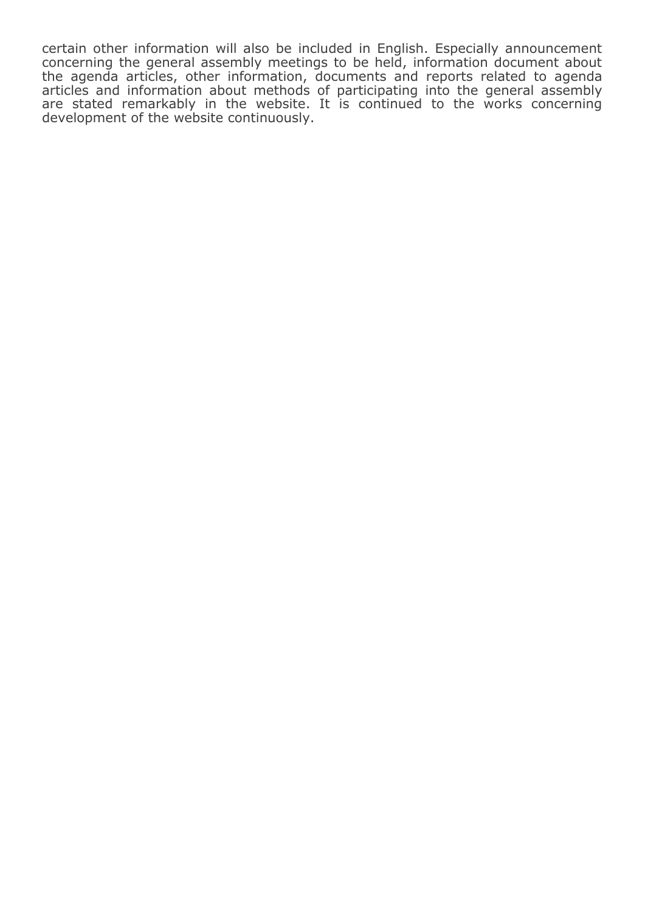certain other information will also be included in English. Especially announcement concerning the general assembly meetings to be held, information document about the agenda articles, other information, documents and reports related to agenda articles and information about methods of participating into the general assembly are stated remarkably in the website. It is continued to the works concerning development of the website continuously.